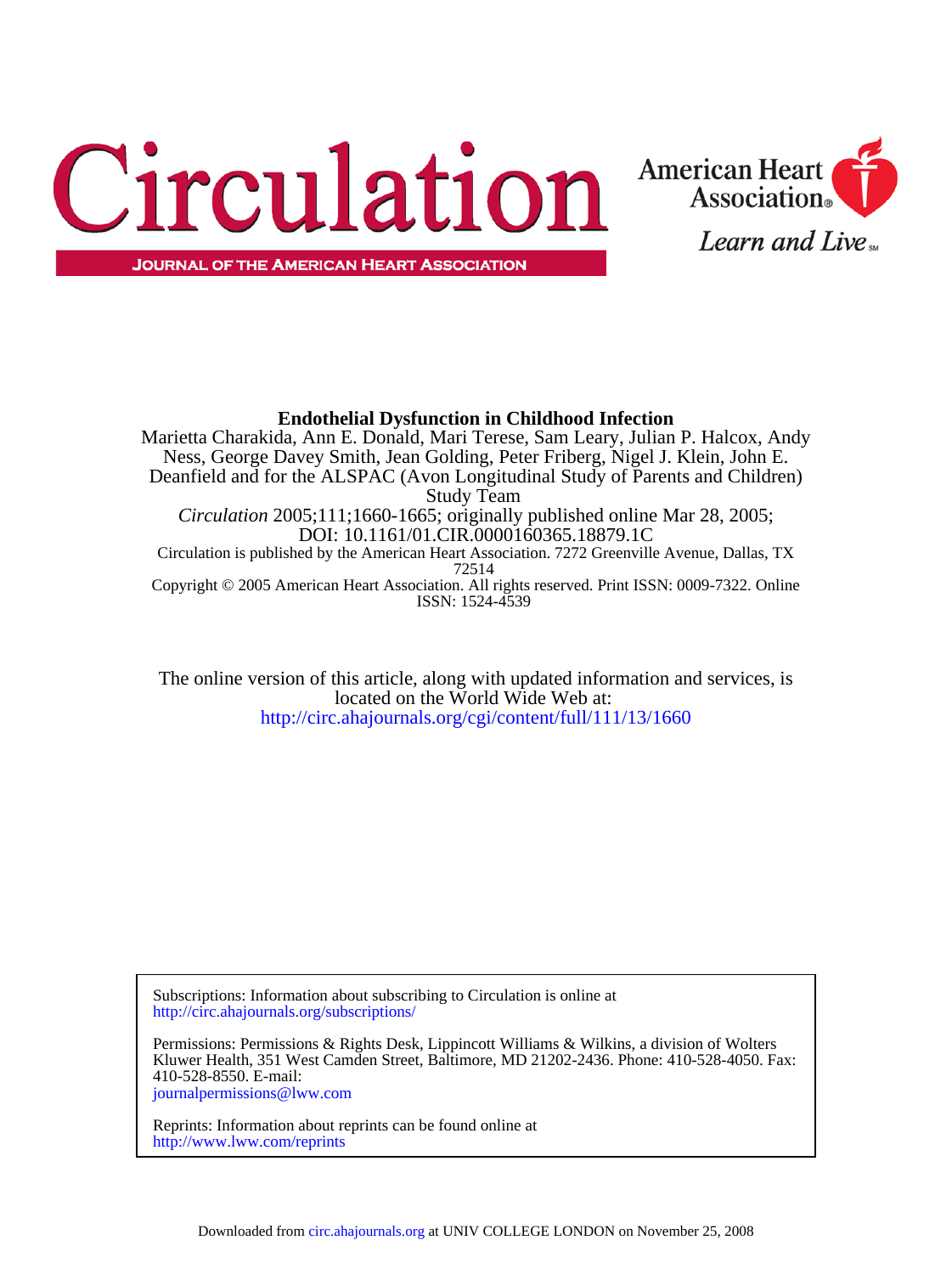# Circulation

JOURNAL OF THE AMERICAN HEART ASSOCIATION

American Heart Association

Learn and Live

**Endothelial Dysfunction in Childhood Infection**

Marietta Charakida, Ann E. Donald, Mari Terese, Sam Leary, Julian P. Halcox, Andy Ness, George Davey Smith, Jean Golding, Peter Friberg, Nigel J. Klein, John E. Deanfield and for the ALSPAC (Avon Longitudinal Study of Parents and Children) Study Team

*Circulation* 2005;111;1660-1665; originally published online Mar 28, 2005;
DOI: 10.1161/01.CIR.0000160365.18879.1C

Circulation is published by the American Heart Association. 7272 Greenville Avenue, Dallas, TX 72514

Copyright © 2005 American Heart Association. All rights reserved. Print ISSN: 0009-7322. Online ISSN: 1524-4539

The online version of this article, along with updated information and services, is located on the World Wide Web at:
http://circ.ahajournals.org/cgi/content/full/111/13/1660

Subscriptions: Information about subscribing to Circulation is online at
http://circ.ahajournals.org/subscriptions/

Permissions: Permissions & Rights Desk, Lippincott Williams & Wilkins, a division of Wolters Kluwer Health, 351 West Camden Street, Baltimore, MD 21202-2436. Phone: 410-528-4050. Fax: 410-528-8550. E-mail:
journalpermissions@lww.com

Reprints: Information about reprints can be found online at
http://www.lww.com/reprints

Downloaded from circ.ahajournals.org at UNIV COLLEGE LONDON on November 25, 2008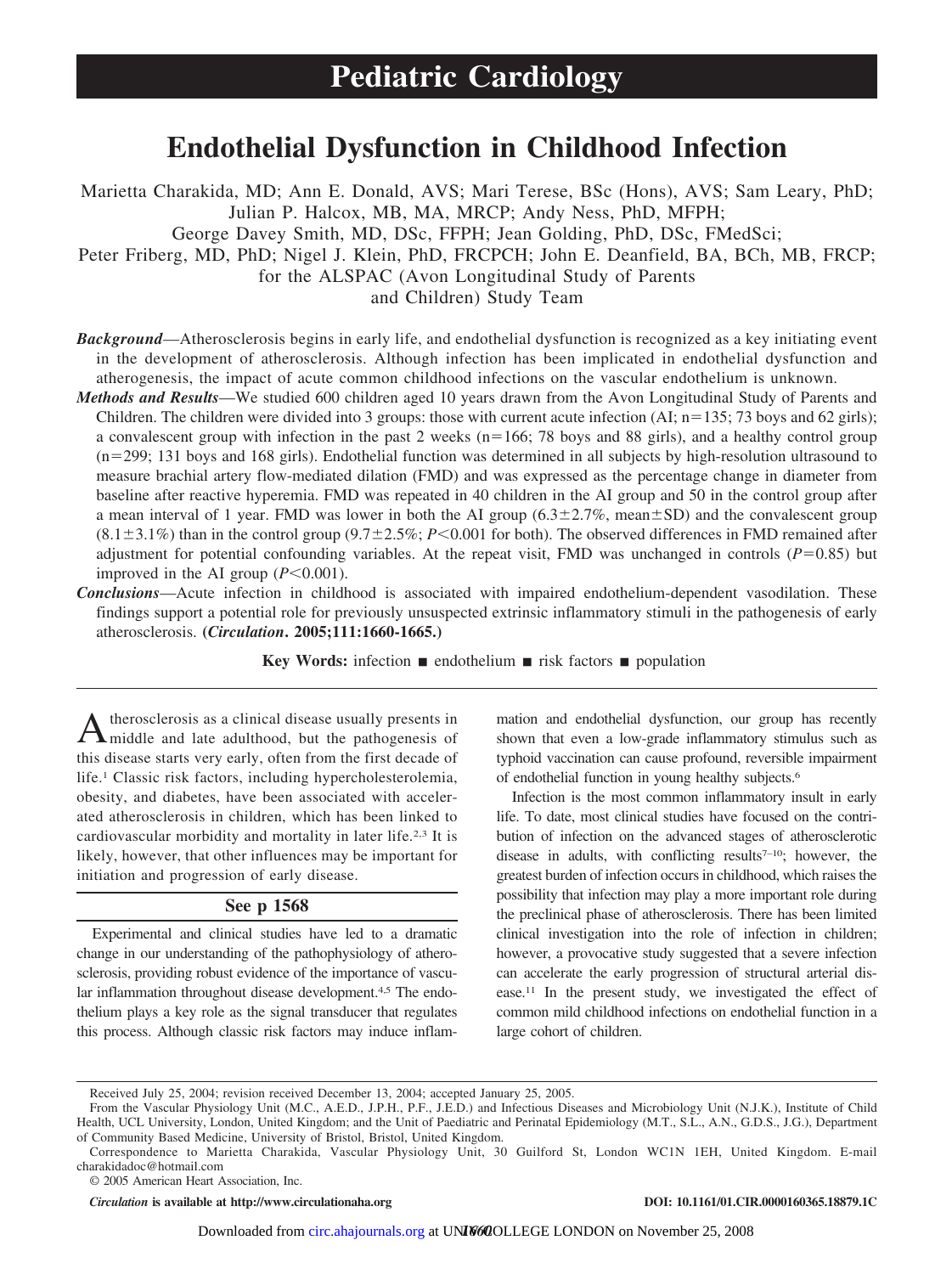# Pediatric Cardiology

# Endothelial Dysfunction in Childhood Infection

Marietta Charakida, MD; Ann E. Donald, AVS; Mari Terese, BSc (Hons), AVS; Sam Leary, PhD; Julian P. Halcox, MB, MA, MRCP; Andy Ness, PhD, MFPH; George Davey Smith, MD, DSc, FFPH; Jean Golding, PhD, DSc, FMedSci; Peter Friberg, MD, PhD; Nigel J. Klein, PhD, FRCPCH; John E. Deanfield, BA, BCh, MB, FRCP; for the ALSPAC (Avon Longitudinal Study of Parents and Children) Study Team

***Background*****—**Atherosclerosis begins in early life, and endothelial dysfunction is recognized as a key initiating event in the development of atherosclerosis. Although infection has been implicated in endothelial dysfunction and atherogenesis, the impact of acute common childhood infections on the vascular endothelium is unknown.

***Methods and Results*****—**We studied 600 children aged 10 years drawn from the Avon Longitudinal Study of Parents and Children. The children were divided into 3 groups: those with current acute infection (AI; n=135; 73 boys and 62 girls); a convalescent group with infection in the past 2 weeks (n=166; 78 boys and 88 girls), and a healthy control group (n=299; 131 boys and 168 girls). Endothelial function was determined in all subjects by high-resolution ultrasound to measure brachial artery flow-mediated dilation (FMD) and was expressed as the percentage change in diameter from baseline after reactive hyperemia. FMD was repeated in 40 children in the AI group and 50 in the control group after a mean interval of 1 year. FMD was lower in both the AI group (6.3±2.7%, mean±SD) and the convalescent group (8.1±3.1%) than in the control group (9.7±2.5%; $P<0.001$ for both). The observed differences in FMD remained after adjustment for potential confounding variables. At the repeat visit, FMD was unchanged in controls ($P=0.85$) but improved in the AI group ($P<0.001$).

***Conclusions*****—**Acute infection in childhood is associated with impaired endothelium-dependent vasodilation. These findings support a potential role for previously unsuspected extrinsic inflammatory stimuli in the pathogenesis of early atherosclerosis. **(*Circulation*. 2005;111:1660-1665.)**

**Key Words:** infection ■ endothelium ■ risk factors ■ population

Atherosclerosis as a clinical disease usually presents in middle and late adulthood, but the pathogenesis of this disease starts very early, often from the first decade of life.[1] Classic risk factors, including hypercholesterolemia, obesity, and diabetes, have been associated with accelerated atherosclerosis in children, which has been linked to cardiovascular morbidity and mortality in later life.[2,3] It is likely, however, that other influences may be important for initiation and progression of early disease.

**See p 1568**

Experimental and clinical studies have led to a dramatic change in our understanding of the pathophysiology of atherosclerosis, providing robust evidence of the importance of vascular inflammation throughout disease development.[4,5] The endothelium plays a key role as the signal transducer that regulates this process. Although classic risk factors may induce inflammation and endothelial dysfunction, our group has recently shown that even a low-grade inflammatory stimulus such as typhoid vaccination can cause profound, reversible impairment of endothelial function in young healthy subjects.[6]

Infection is the most common inflammatory insult in early life. To date, most clinical studies have focused on the contribution of infection on the advanced stages of atherosclerotic disease in adults, with conflicting results[7–10]; however, the greatest burden of infection occurs in childhood, which raises the possibility that infection may play a more important role during the preclinical phase of atherosclerosis. There has been limited clinical investigation into the role of infection in children; however, a provocative study suggested that a severe infection can accelerate the early progression of structural arterial disease.[11] In the present study, we investigated the effect of common mild childhood infections on endothelial function in a large cohort of children.

Received July 25, 2004; revision received December 13, 2004; accepted January 25, 2005.

From the Vascular Physiology Unit (M.C., A.E.D., J.P.H., P.F., J.E.D.) and Infectious Diseases and Microbiology Unit (N.J.K.), Institute of Child Health, UCL University, London, United Kingdom; and the Unit of Paediatric and Perinatal Epidemiology (M.T., S.L., A.N., G.D.S., J.G.), Department of Community Based Medicine, University of Bristol, Bristol, United Kingdom.

Correspondence to Marietta Charakida, Vascular Physiology Unit, 30 Guilford St, London WC1N 1EH, United Kingdom. E-mail charakidadoc@hotmail.com

© 2005 American Heart Association, Inc.

*Circulation* is available at http://www.circulationaha.org DOI: 10.1161/01.CIR.0000160365.18879.1C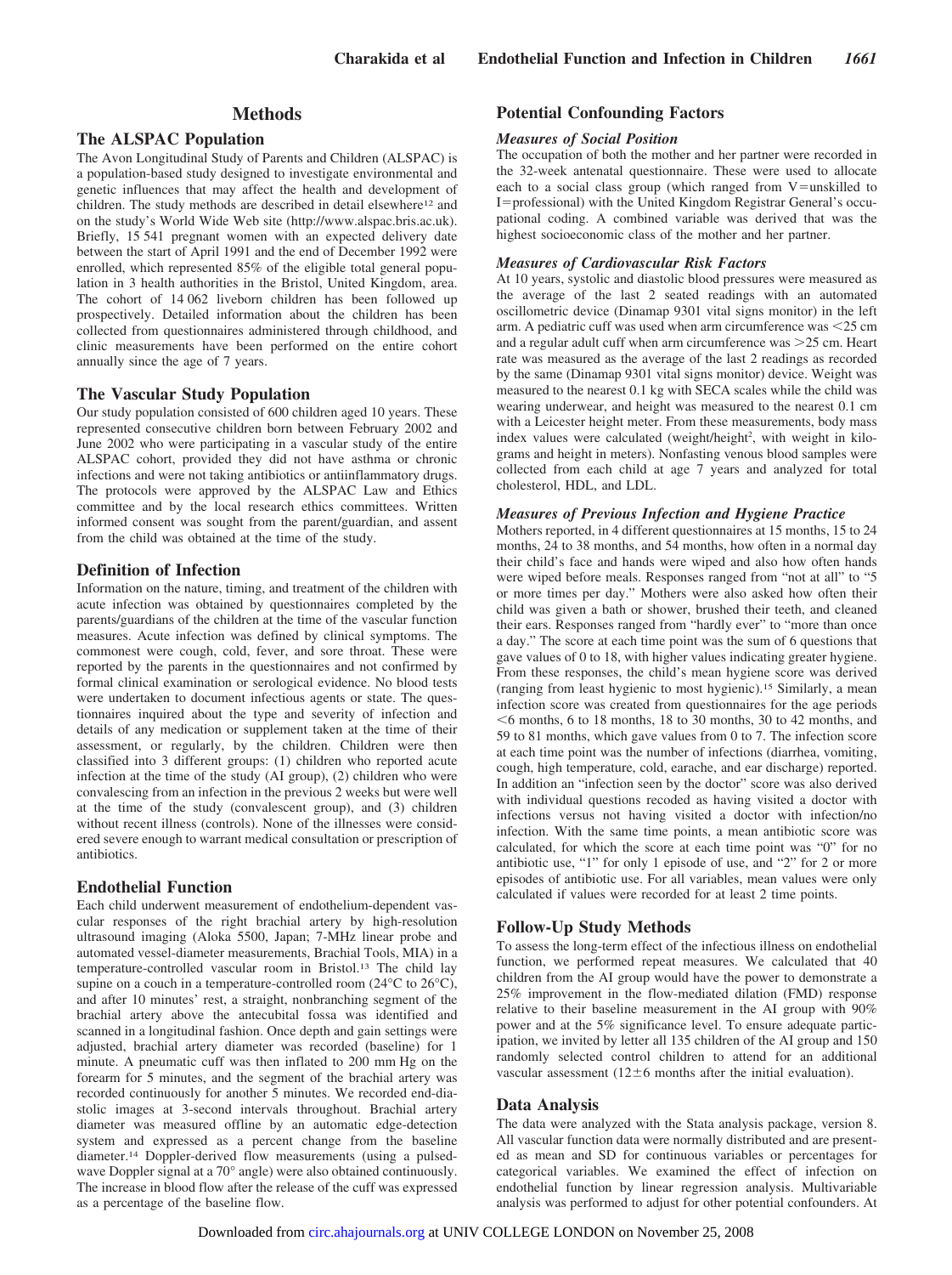## Methods

### The ALSPAC Population

The Avon Longitudinal Study of Parents and Children (ALSPAC) is a population-based study designed to investigate environmental and genetic influences that may affect the health and development of children. The study methods are described in detail elsewhere[12] and on the study's World Wide Web site (http://www.alspac.bris.ac.uk). Briefly, 15 541 pregnant women with an expected delivery date between the start of April 1991 and the end of December 1992 were enrolled, which represented 85% of the eligible total general population in 3 health authorities in the Bristol, United Kingdom, area. The cohort of 14 062 liveborn children has been followed up prospectively. Detailed information about the children has been collected from questionnaires administered through childhood, and clinic measurements have been performed on the entire cohort annually since the age of 7 years.

### The Vascular Study Population

Our study population consisted of 600 children aged 10 years. These represented consecutive children born between February 2002 and June 2002 who were participating in a vascular study of the entire ALSPAC cohort, provided they did not have asthma or chronic infections and were not taking antibiotics or antiinflammatory drugs. The protocols were approved by the ALSPAC Law and Ethics committee and by the local research ethics committees. Written informed consent was sought from the parent/guardian, and assent from the child was obtained at the time of the study.

### Definition of Infection

Information on the nature, timing, and treatment of the children with acute infection was obtained by questionnaires completed by the parents/guardians of the children at the time of the vascular function measures. Acute infection was defined by clinical symptoms. The commonest were cough, cold, fever, and sore throat. These were reported by the parents in the questionnaires and not confirmed by formal clinical examination or serological evidence. No blood tests were undertaken to document infectious agents or state. The questionnaires inquired about the type and severity of infection and details of any medication or supplement taken at the time of their assessment, or regularly, by the children. Children were then classified into 3 different groups: (1) children who reported acute infection at the time of the study (AI group), (2) children who were convalescing from an infection in the previous 2 weeks but were well at the time of the study (convalescent group), and (3) children without recent illness (controls). None of the illnesses were considered severe enough to warrant medical consultation or prescription of antibiotics.

### Endothelial Function

Each child underwent measurement of endothelium-dependent vascular responses of the right brachial artery by high-resolution ultrasound imaging (Aloka 5500, Japan; 7-MHz linear probe and automated vessel-diameter measurements, Brachial Tools, MIA) in a temperature-controlled vascular room in Bristol.[13] The child lay supine on a couch in a temperature-controlled room (24°C to 26°C), and after 10 minutes' rest, a straight, nonbranching segment of the brachial artery above the antecubital fossa was identified and scanned in a longitudinal fashion. Once depth and gain settings were adjusted, brachial artery diameter was recorded (baseline) for 1 minute. A pneumatic cuff was then inflated to 200 mm Hg on the forearm for 5 minutes, and the segment of the brachial artery was recorded continuously for another 5 minutes. We recorded end-diastolic images at 3-second intervals throughout. Brachial artery diameter was measured offline by an automatic edge-detection system and expressed as a percent change from the baseline diameter.[14] Doppler-derived flow measurements (using a pulsed-wave Doppler signal at a 70° angle) were also obtained continuously. The increase in blood flow after the release of the cuff was expressed as a percentage of the baseline flow.

### Potential Confounding Factors

#### *Measures of Social Position*

The occupation of both the mother and her partner were recorded in the 32-week antenatal questionnaire. These were used to allocate each to a social class group (which ranged from V=unskilled to I=professional) with the United Kingdom Registrar General's occupational coding. A combined variable was derived that was the highest socioeconomic class of the mother and her partner.

#### *Measures of Cardiovascular Risk Factors*

At 10 years, systolic and diastolic blood pressures were measured as the average of the last 2 seated readings with an automated oscillometric device (Dinamap 9301 vital signs monitor) in the left arm. A pediatric cuff was used when arm circumference was <25 cm and a regular adult cuff when arm circumference was >25 cm. Heart rate was measured as the average of the last 2 readings as recorded by the same (Dinamap 9301 vital signs monitor) device. Weight was measured to the nearest 0.1 kg with SECA scales while the child was wearing underwear, and height was measured to the nearest 0.1 cm with a Leicester height meter. From these measurements, body mass index values were calculated (weight/height$^2$, with weight in kilograms and height in meters). Nonfasting venous blood samples were collected from each child at age 7 years and analyzed for total cholesterol, HDL, and LDL.

#### *Measures of Previous Infection and Hygiene Practice*

Mothers reported, in 4 different questionnaires at 15 months, 15 to 24 months, 24 to 38 months, and 54 months, how often in a normal day their child's face and hands were wiped and also how often hands were wiped before meals. Responses ranged from "not at all" to "5 or more times per day." Mothers were also asked how often their child was given a bath or shower, brushed their teeth, and cleaned their ears. Responses ranged from "hardly ever" to "more than once a day." The score at each time point was the sum of 6 questions that gave values of 0 to 18, with higher values indicating greater hygiene. From these responses, the child's mean hygiene score was derived (ranging from least hygienic to most hygienic).[15] Similarly, a mean infection score was created from questionnaires for the age periods <6 months, 6 to 18 months, 18 to 30 months, 30 to 42 months, and 59 to 81 months, which gave values from 0 to 7. The infection score at each time point was the number of infections (diarrhea, vomiting, cough, high temperature, cold, earache, and ear discharge) reported. In addition an "infection seen by the doctor" score was also derived with individual questions recoded as having visited a doctor with infections versus not having visited a doctor with infection/no infection. With the same time points, a mean antibiotic score was calculated, for which the score at each time point was "0" for no antibiotic use, "1" for only 1 episode of use, and "2" for 2 or more episodes of antibiotic use. For all variables, mean values were only calculated if values were recorded for at least 2 time points.

### Follow-Up Study Methods

To assess the long-term effect of the infectious illness on endothelial function, we performed repeat measures. We calculated that 40 children from the AI group would have the power to demonstrate a 25% improvement in the flow-mediated dilation (FMD) response relative to their baseline measurement in the AI group with 90% power and at the 5% significance level. To ensure adequate participation, we invited by letter all 135 children of the AI group and 150 randomly selected control children to attend for an additional vascular assessment (12±6 months after the initial evaluation).

### Data Analysis

The data were analyzed with the Stata analysis package, version 8. All vascular function data were normally distributed and are presented as mean and SD for continuous variables or percentages for categorical variables. We examined the effect of infection on endothelial function by linear regression analysis. Multivariable analysis was performed to adjust for other potential confounders. At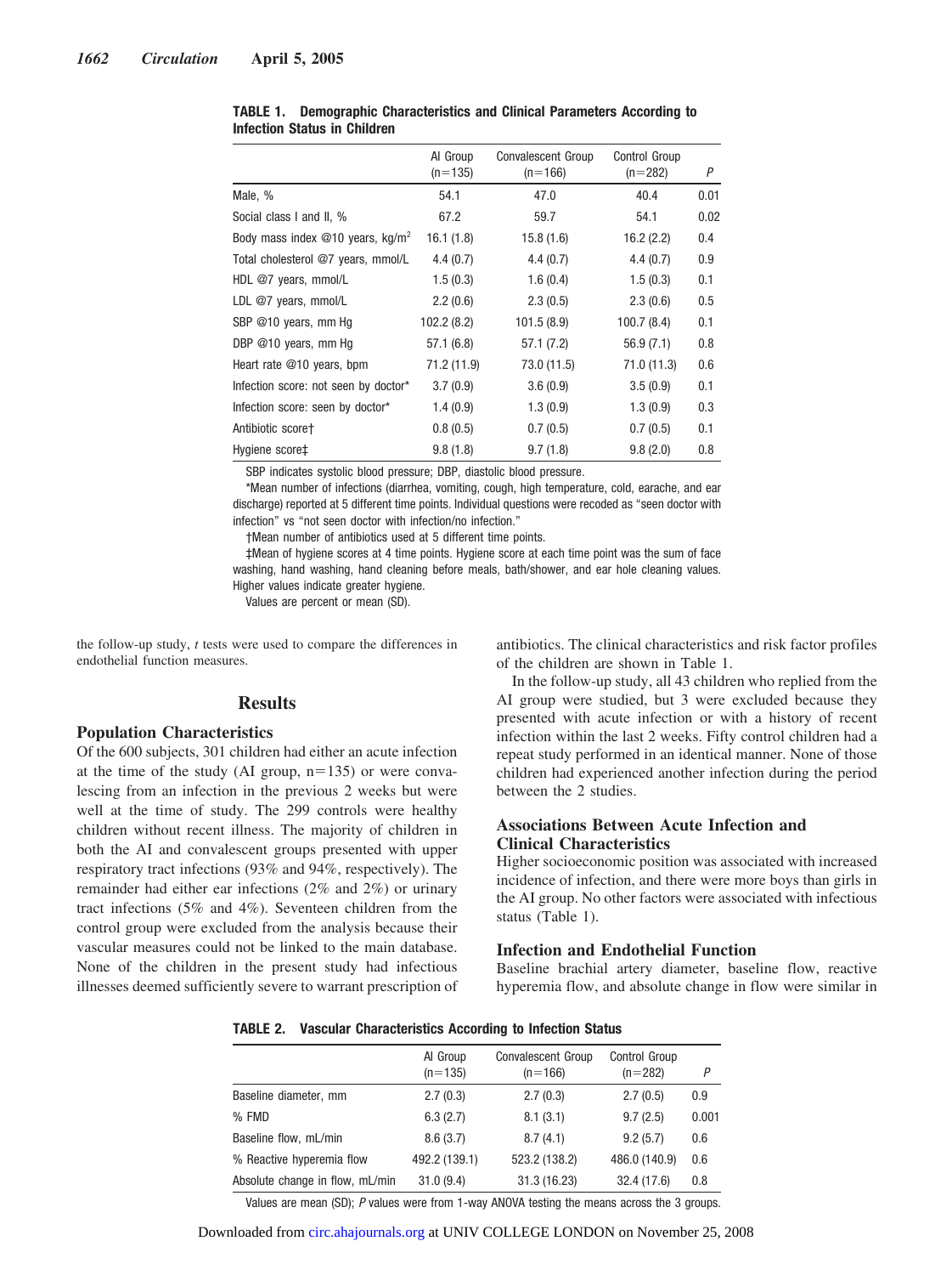**TABLE 1. Demographic Characteristics and Clinical Parameters According to Infection Status in Children**

| | AI Group (n=135) | Convalescent Group (n=166) | Control Group (n=282) | P |
|---|---|---|---|---|
| Male, % | 54.1 | 47.0 | 40.4 | 0.01 |
| Social class I and II, % | 67.2 | 59.7 | 54.1 | 0.02 |
| Body mass index @10 years, kg/m$^2$ | 16.1 (1.8) | 15.8 (1.6) | 16.2 (2.2) | 0.4 |
| Total cholesterol @7 years, mmol/L | 4.4 (0.7) | 4.4 (0.7) | 4.4 (0.7) | 0.9 |
| HDL @7 years, mmol/L | 1.5 (0.3) | 1.6 (0.4) | 1.5 (0.3) | 0.1 |
| LDL @7 years, mmol/L | 2.2 (0.6) | 2.3 (0.5) | 2.3 (0.6) | 0.5 |
| SBP @10 years, mm Hg | 102.2 (8.2) | 101.5 (8.9) | 100.7 (8.4) | 0.1 |
| DBP @10 years, mm Hg | 57.1 (6.8) | 57.1 (7.2) | 56.9 (7.1) | 0.8 |
| Heart rate @10 years, bpm | 71.2 (11.9) | 73.0 (11.5) | 71.0 (11.3) | 0.6 |
| Infection score: not seen by doctor* | 3.7 (0.9) | 3.6 (0.9) | 3.5 (0.9) | 0.1 |
| Infection score: seen by doctor* | 1.4 (0.9) | 1.3 (0.9) | 1.3 (0.9) | 0.3 |
| Antibiotic score† | 0.8 (0.5) | 0.7 (0.5) | 0.7 (0.5) | 0.1 |
| Hygiene score‡ | 9.8 (1.8) | 9.7 (1.8) | 9.8 (2.0) | 0.8 |

SBP indicates systolic blood pressure; DBP, diastolic blood pressure.

*Mean number of infections (diarrhea, vomiting, cough, high temperature, cold, earache, and ear discharge) reported at 5 different time points. Individual questions were recoded as "seen doctor with infection" vs "not seen doctor with infection/no infection."

†Mean number of antibiotics used at 5 different time points.

‡Mean of hygiene scores at 4 time points. Hygiene score at each time point was the sum of face washing, hand washing, hand cleaning before meals, bath/shower, and ear hole cleaning values. Higher values indicate greater hygiene.

Values are percent or mean (SD).

the follow-up study, *t* tests were used to compare the differences in endothelial function measures.

## Results

### Population Characteristics

Of the 600 subjects, 301 children had either an acute infection at the time of the study (AI group, n=135) or were convalescing from an infection in the previous 2 weeks but were well at the time of study. The 299 controls were healthy children without recent illness. The majority of children in both the AI and convalescent groups presented with upper respiratory tract infections (93% and 94%, respectively). The remainder had either ear infections (2% and 2%) or urinary tract infections (5% and 4%). Seventeen children from the control group were excluded from the analysis because their vascular measures could not be linked to the main database. None of the children in the present study had infectious illnesses deemed sufficiently severe to warrant prescription of antibiotics. The clinical characteristics and risk factor profiles of the children are shown in Table 1.

In the follow-up study, all 43 children who replied from the AI group were studied, but 3 were excluded because they presented with acute infection or with a history of recent infection within the last 2 weeks. Fifty control children had a repeat study performed in an identical manner. None of those children had experienced another infection during the period between the 2 studies.

### Associations Between Acute Infection and Clinical Characteristics

Higher socioeconomic position was associated with increased incidence of infection, and there were more boys than girls in the AI group. No other factors were associated with infectious status (Table 1).

### Infection and Endothelial Function

Baseline brachial artery diameter, baseline flow, reactive hyperemia flow, and absolute change in flow were similar in

**TABLE 2. Vascular Characteristics According to Infection Status**

| | AI Group (n=135) | Convalescent Group (n=166) | Control Group (n=282) | P |
|---|---|---|---|---|
| Baseline diameter, mm | 2.7 (0.3) | 2.7 (0.3) | 2.7 (0.5) | 0.9 |
| % FMD | 6.3 (2.7) | 8.1 (3.1) | 9.7 (2.5) | 0.001 |
| Baseline flow, mL/min | 8.6 (3.7) | 8.7 (4.1) | 9.2 (5.7) | 0.6 |
| % Reactive hyperemia flow | 492.2 (139.1) | 523.2 (138.2) | 486.0 (140.9) | 0.6 |
| Absolute change in flow, mL/min | 31.0 (9.4) | 31.3 (16.23) | 32.4 (17.6) | 0.8 |

Values are mean (SD); *P* values were from 1-way ANOVA testing the means across the 3 groups.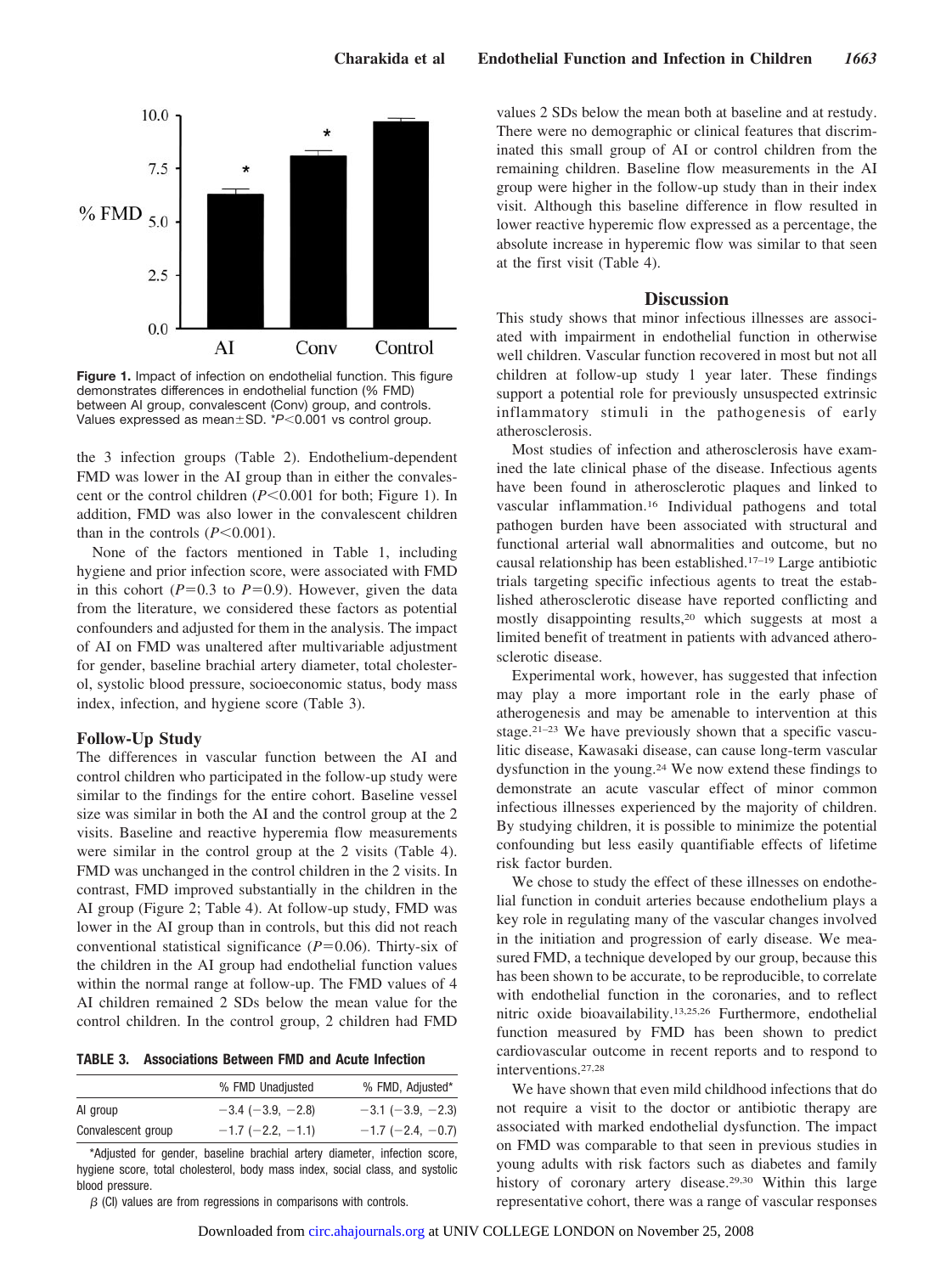Figure 1. Impact of infection on endothelial function. This figure demonstrates differences in endothelial function (% FMD) between AI group, convalescent (Conv) group, and controls. Values expressed as mean±SD. \*$P<0.001$ vs control group.

the 3 infection groups (Table 2). Endothelium-dependent FMD was lower in the AI group than in either the convalescent or the control children ($P<0.001$ for both; Figure 1). In addition, FMD was also lower in the convalescent children than in the controls ($P<0.001$).

None of the factors mentioned in Table 1, including hygiene and prior infection score, were associated with FMD in this cohort ($P=0.3$ to $P=0.9$). However, given the data from the literature, we considered these factors as potential confounders and adjusted for them in the analysis. The impact of AI on FMD was unaltered after multivariable adjustment for gender, baseline brachial artery diameter, total cholesterol, systolic blood pressure, socioeconomic status, body mass index, infection, and hygiene score (Table 3).

### Follow-Up Study

The differences in vascular function between the AI and control children who participated in the follow-up study were similar to the findings for the entire cohort. Baseline vessel size was similar in both the AI and the control group at the 2 visits. Baseline and reactive hyperemia flow measurements were similar in the control group at the 2 visits (Table 4). FMD was unchanged in the control children in the 2 visits. In contrast, FMD improved substantially in the children in the AI group (Figure 2; Table 4). At follow-up study, FMD was lower in the AI group than in controls, but this did not reach conventional statistical significance ($P=0.06$). Thirty-six of the children in the AI group had endothelial function values within the normal range at follow-up. The FMD values of 4 AI children remained 2 SDs below the mean value for the control children. In the control group, 2 children had FMD values 2 SDs below the mean both at baseline and at restudy. There were no demographic or clinical features that discriminated this small group of AI or control children from the remaining children. Baseline flow measurements in the AI group were higher in the follow-up study than in their index visit. Although this baseline difference in flow resulted in lower reactive hyperemic flow expressed as a percentage, the absolute increase in hyperemic flow was similar to that seen at the first visit (Table 4).

**TABLE 3. Associations Between FMD and Acute Infection**

| | % FMD Unadjusted | % FMD, Adjusted* |
|---|---|---|
| AI group | −3.4 (−3.9, −2.8) | −3.1 (−3.9, −2.3) |
| Convalescent group | −1.7 (−2.2, −1.1) | −1.7 (−2.4, −0.7) |

*Adjusted for gender, baseline brachial artery diameter, infection score, hygiene score, total cholesterol, body mass index, social class, and systolic blood pressure.

$\beta$ (CI) values are from regressions in comparisons with controls.

## Discussion

This study shows that minor infectious illnesses are associated with impairment in endothelial function in otherwise well children. Vascular function recovered in most but not all children at follow-up study 1 year later. These findings support a potential role for previously unsuspected extrinsic inflammatory stimuli in the pathogenesis of early atherosclerosis.

Most studies of infection and atherosclerosis have examined the late clinical phase of the disease. Infectious agents have been found in atherosclerotic plaques and linked to vascular inflammation.[16] Individual pathogens and total pathogen burden have been associated with structural and functional arterial wall abnormalities and outcome, but no causal relationship has been established.[17–19] Large antibiotic trials targeting specific infectious agents to treat the established atherosclerotic disease have reported conflicting and mostly disappointing results,[20] which suggests at most a limited benefit of treatment in patients with advanced atherosclerotic disease.

Experimental work, however, has suggested that infection may play a more important role in the early phase of atherogenesis and may be amenable to intervention at this stage.[21–23] We have previously shown that a specific vasculitic disease, Kawasaki disease, can cause long-term vascular dysfunction in the young.[24] We now extend these findings to demonstrate an acute vascular effect of minor common infectious illnesses experienced by the majority of children. By studying children, it is possible to minimize the potential confounding but less easily quantifiable effects of lifetime risk factor burden.

We chose to study the effect of these illnesses on endothelial function in conduit arteries because endothelium plays a key role in regulating many of the vascular changes involved in the initiation and progression of early disease. We measured FMD, a technique developed by our group, because this has been shown to be accurate, to be reproducible, to correlate with endothelial function in the coronaries, and to reflect nitric oxide bioavailability.[13,25,26] Furthermore, endothelial function measured by FMD has been shown to predict cardiovascular outcome in recent reports and to respond to interventions.[27,28]

We have shown that even mild childhood infections that do not require a visit to the doctor or antibiotic therapy are associated with marked endothelial dysfunction. The impact on FMD was comparable to that seen in previous studies in young adults with risk factors such as diabetes and family history of coronary artery disease.[29,30] Within this large representative cohort, there was a range of vascular responses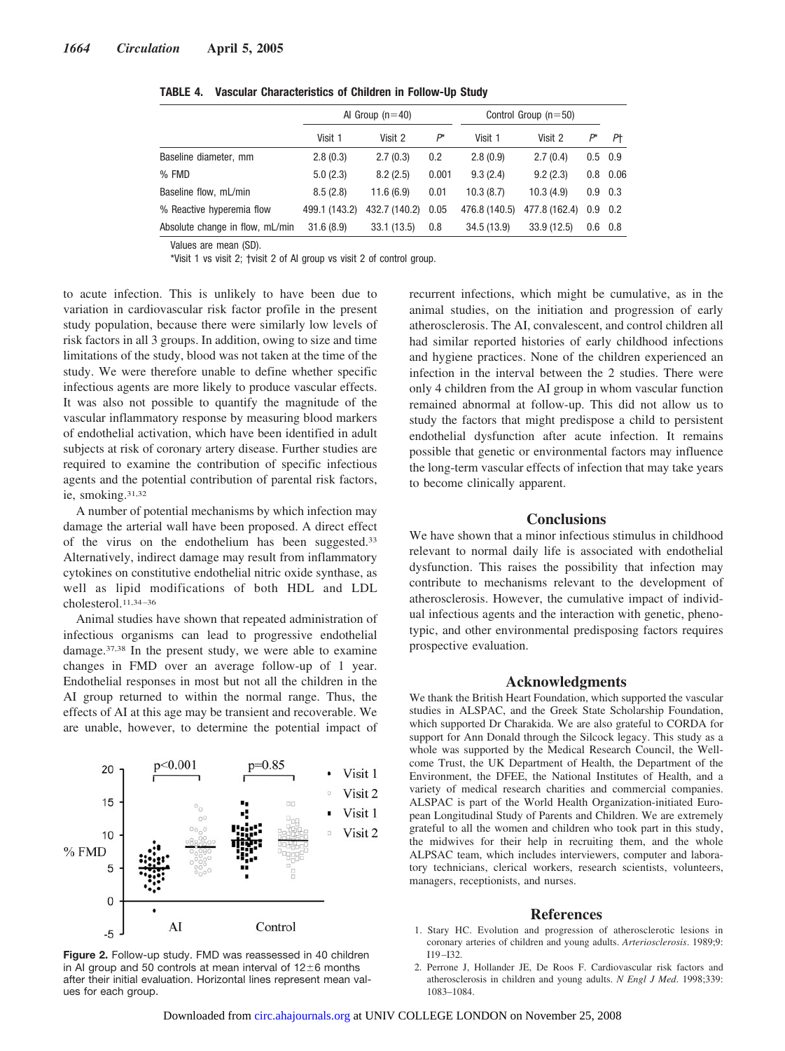**TABLE 4. Vascular Characteristics of Children in Follow-Up Study**

| | AI Group (n=40) | | | Control Group (n=50) | | | |
|---|---|---|---|---|---|---|---|
| | Visit 1 | Visit 2 | P* | Visit 1 | Visit 2 | P* | P† |
| Baseline diameter, mm | 2.8 (0.3) | 2.7 (0.3) | 0.2 | 2.8 (0.9) | 2.7 (0.4) | 0.5 | 0.9 |
| % FMD | 5.0 (2.3) | 8.2 (2.5) | 0.001 | 9.3 (2.4) | 9.2 (2.3) | 0.8 | 0.06 |
| Baseline flow, mL/min | 8.5 (2.8) | 11.6 (6.9) | 0.01 | 10.3 (8.7) | 10.3 (4.9) | 0.9 | 0.3 |
| % Reactive hyperemia flow | 499.1 (143.2) | 432.7 (140.2) | 0.05 | 476.8 (140.5) | 477.8 (162.4) | 0.9 | 0.2 |
| Absolute change in flow, mL/min | 31.6 (8.9) | 33.1 (13.5) | 0.8 | 34.5 (13.9) | 33.9 (12.5) | 0.6 | 0.8 |

Values are mean (SD).

*Visit 1 vs visit 2; †visit 2 of AI group vs visit 2 of control group.

to acute infection. This is unlikely to have been due to variation in cardiovascular risk factor profile in the present study population, because there were similarly low levels of risk factors in all 3 groups. In addition, owing to size and time limitations of the study, blood was not taken at the time of the study. We were therefore unable to define whether specific infectious agents are more likely to produce vascular effects. It was also not possible to quantify the magnitude of the vascular inflammatory response by measuring blood markers of endothelial activation, which have been identified in adult subjects at risk of coronary artery disease. Further studies are required to examine the contribution of specific infectious agents and the potential contribution of parental risk factors, ie, smoking.[31,32]

A number of potential mechanisms by which infection may damage the arterial wall have been proposed. A direct effect of the virus on the endothelium has been suggested.[33] Alternatively, indirect damage may result from inflammatory cytokines on constitutive endothelial nitric oxide synthase, as well as lipid modifications of both HDL and LDL cholesterol.[11,34–36]

Animal studies have shown that repeated administration of infectious organisms can lead to progressive endothelial damage.[37,38] In the present study, we were able to examine changes in FMD over an average follow-up of 1 year. Endothelial responses in most but not all the children in the AI group returned to within the normal range. Thus, the effects of AI at this age may be transient and recoverable. We are unable, however, to determine the potential impact of recurrent infections, which might be cumulative, as in the animal studies, on the initiation and progression of early atherosclerosis. The AI, convalescent, and control children all had similar reported histories of early childhood infections and hygiene practices. None of the children experienced an infection in the interval between the 2 studies. There were only 4 children from the AI group in whom vascular function remained abnormal at follow-up. This did not allow us to study the factors that might predispose a child to persistent endothelial dysfunction after acute infection. It remains possible that genetic or environmental factors may influence the long-term vascular effects of infection that may take years to become clinically apparent.

**Figure 2.** Follow-up study. FMD was reassessed in 40 children in AI group and 50 controls at mean interval of 12±6 months after their initial evaluation. Horizontal lines represent mean values for each group.

## Conclusions

We have shown that a minor infectious stimulus in childhood relevant to normal daily life is associated with endothelial dysfunction. This raises the possibility that infection may contribute to mechanisms relevant to the development of atherosclerosis. However, the cumulative impact of individual infectious agents and the interaction with genetic, phenotypic, and other environmental predisposing factors requires prospective evaluation.

## Acknowledgments

We thank the British Heart Foundation, which supported the vascular studies in ALSPAC, and the Greek State Scholarship Foundation, which supported Dr Charakida. We are also grateful to CORDA for support for Ann Donald through the Silcock legacy. This study as a whole was supported by the Medical Research Council, the Wellcome Trust, the UK Department of Health, the Department of the Environment, the DFEE, the National Institutes of Health, and a variety of medical research charities and commercial companies. ALSPAC is part of the World Health Organization-initiated European Longitudinal Study of Parents and Children. We are extremely grateful to all the women and children who took part in this study, the midwives for their help in recruiting them, and the whole ALPSAC team, which includes interviewers, computer and laboratory technicians, clerical workers, research scientists, volunteers, managers, receptionists, and nurses.

## References

1. Stary HC. Evolution and progression of atherosclerotic lesions in coronary arteries of children and young adults. *Arteriosclerosis*. 1989;9:I19–I32.
2. Perrone J, Hollander JE, De Roos F. Cardiovascular risk factors and atherosclerosis in children and young adults. *N Engl J Med*. 1998;339:1083–1084.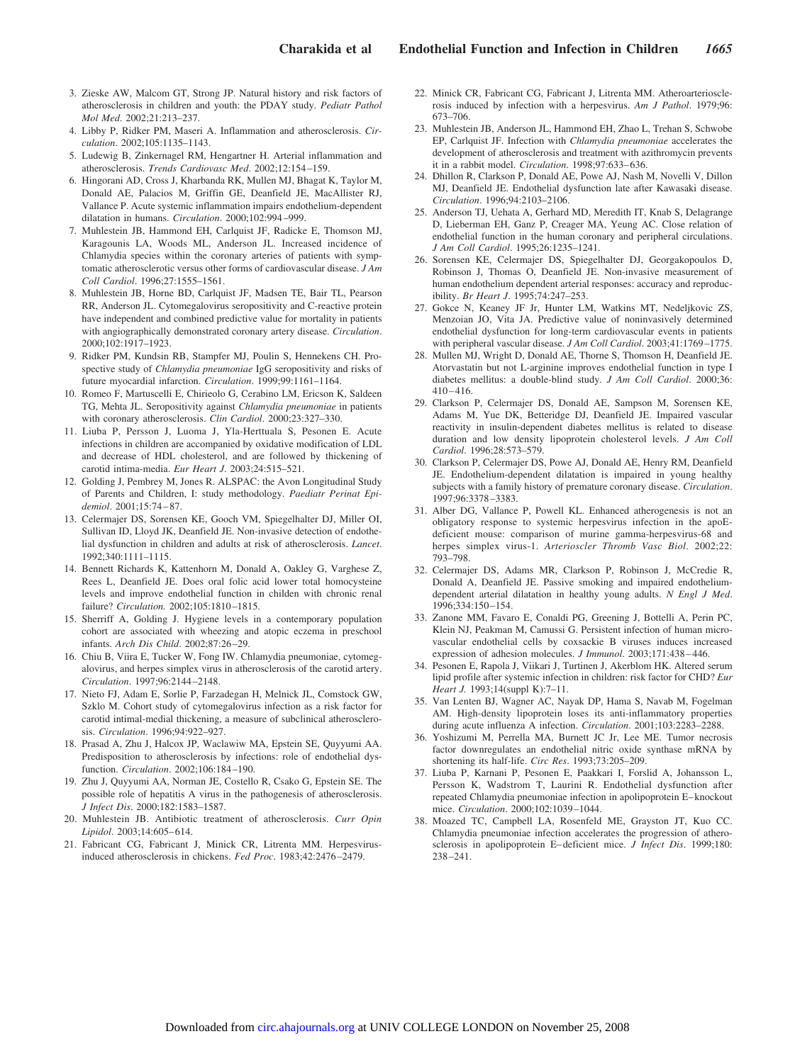3. Zieske AW, Malcom GT, Strong JP. Natural history and risk factors of atherosclerosis in children and youth: the PDAY study. *Pediatr Pathol Mol Med*. 2002;21:213–237.
4. Libby P, Ridker PM, Maseri A. Inflammation and atherosclerosis. *Circulation*. 2002;105:1135–1143.
5. Ludewig B, Zinkernagel RM, Hengartner H. Arterial inflammation and atherosclerosis. *Trends Cardiovasc Med*. 2002;12:154–159.
6. Hingorani AD, Cross J, Kharbanda RK, Mullen MJ, Bhagat K, Taylor M, Donald AE, Palacios M, Griffin GE, Deanfield JE, MacAllister RJ, Vallance P. Acute systemic inflammation impairs endothelium-dependent dilatation in humans. *Circulation*. 2000;102:994–999.
7. Muhlestein JB, Hammond EH, Carlquist JF, Radicke E, Thomson MJ, Karagounis LA, Woods ML, Anderson JL. Increased incidence of Chlamydia species within the coronary arteries of patients with symptomatic atherosclerotic versus other forms of cardiovascular disease. *J Am Coll Cardiol*. 1996;27:1555–1561.
8. Muhlestein JB, Horne BD, Carlquist JF, Madsen TE, Bair TL, Pearson RR, Anderson JL. Cytomegalovirus seropositivity and C-reactive protein have independent and combined predictive value for mortality in patients with angiographically demonstrated coronary artery disease. *Circulation*. 2000;102:1917–1923.
9. Ridker PM, Kundsin RB, Stampfer MJ, Poulin S, Hennekens CH. Prospective study of *Chlamydia pneumoniae* IgG seropositivity and risks of future myocardial infarction. *Circulation*. 1999;99:1161–1164.
10. Romeo F, Martuscelli E, Chirieolo G, Cerabino LM, Ericson K, Saldeen TG, Mehta JL. Seropositivity against *Chlamydia pneumoniae* in patients with coronary atherosclerosis. *Clin Cardiol*. 2000;23:327–330.
11. Liuba P, Persson J, Luoma J, Yla-Herttuala S, Pesonen E. Acute infections in children are accompanied by oxidative modification of LDL and decrease of HDL cholesterol, and are followed by thickening of carotid intima-media. *Eur Heart J*. 2003;24:515–521.
12. Golding J, Pembrey M, Jones R. ALSPAC: the Avon Longitudinal Study of Parents and Children, I: study methodology. *Paediatr Perinat Epidemiol*. 2001;15:74–87.
13. Celermajer DS, Sorensen KE, Gooch VM, Spiegelhalter DJ, Miller OI, Sullivan ID, Lloyd JK, Deanfield JE. Non-invasive detection of endothelial dysfunction in children and adults at risk of atherosclerosis. *Lancet*. 1992;340:1111–1115.
14. Bennett Richards K, Kattenhorn M, Donald A, Oakley G, Varghese Z, Rees L, Deanfield JE. Does oral folic acid lower total homocysteine levels and improve endothelial function in childen with chronic renal failure? *Circulation.* 2002;105:1810–1815.
15. Sherriff A, Golding J. Hygiene levels in a contemporary population cohort are associated with wheezing and atopic eczema in preschool infants. *Arch Dis Child*. 2002;87:26–29.
16. Chiu B, Viira E, Tucker W, Fong IW. Chlamydia pneumoniae, cytomegalovirus, and herpes simplex virus in atherosclerosis of the carotid artery. *Circulation*. 1997;96:2144–2148.
17. Nieto FJ, Adam E, Sorlie P, Farzadegan H, Melnick JL, Comstock GW, Szklo M. Cohort study of cytomegalovirus infection as a risk factor for carotid intimal-medial thickening, a measure of subclinical atherosclerosis. *Circulation*. 1996;94:922–927.
18. Prasad A, Zhu J, Halcox JP, Waclawiw MA, Epstein SE, Quyyumi AA. Predisposition to atherosclerosis by infections: role of endothelial dysfunction. *Circulation*. 2002;106:184–190.
19. Zhu J, Quyyumi AA, Norman JE, Costello R, Csako G, Epstein SE. The possible role of hepatitis A virus in the pathogenesis of atherosclerosis. *J Infect Dis*. 2000;182:1583–1587.
20. Muhlestein JB. Antibiotic treatment of atherosclerosis. *Curr Opin Lipidol*. 2003;14:605–614.
21. Fabricant CG, Fabricant J, Minick CR, Litrenta MM. Herpesvirus-induced atherosclerosis in chickens. *Fed Proc*. 1983;42:2476–2479.
22. Minick CR, Fabricant CG, Fabricant J, Litrenta MM. Atheroarteriosclerosis induced by infection with a herpesvirus. *Am J Pathol*. 1979;96:673–706.
23. Muhlestein JB, Anderson JL, Hammond EH, Zhao L, Trehan S, Schwobe EP, Carlquist JF. Infection with *Chlamydia pneumoniae* accelerates the development of atherosclerosis and treatment with azithromycin prevents it in a rabbit model. *Circulation*. 1998;97:633–636.
24. Dhillon R, Clarkson P, Donald AE, Powe AJ, Nash M, Novelli V, Dillon MJ, Deanfield JE. Endothelial dysfunction late after Kawasaki disease. *Circulation*. 1996;94:2103–2106.
25. Anderson TJ, Uehata A, Gerhard MD, Meredith IT, Knab S, Delagrange D, Lieberman EH, Ganz P, Creager MA, Yeung AC. Close relation of endothelial function in the human coronary and peripheral circulations. *J Am Coll Cardiol*. 1995;26:1235–1241.
26. Sorensen KE, Celermajer DS, Spiegelhalter DJ, Georgakopoulos D, Robinson J, Thomas O, Deanfield JE. Non-invasive measurement of human endothelium dependent arterial responses: accuracy and reproducibility. *Br Heart J*. 1995;74:247–253.
27. Gokce N, Keaney JF Jr, Hunter LM, Watkins MT, Nedeljkovic ZS, Menzoian JO, Vita JA. Predictive value of noninvasively determined endothelial dysfunction for long-term cardiovascular events in patients with peripheral vascular disease. *J Am Coll Cardiol*. 2003;41:1769–1775.
28. Mullen MJ, Wright D, Donald AE, Thorne S, Thomson H, Deanfield JE. Atorvastatin but not L-arginine improves endothelial function in type I diabetes mellitus: a double-blind study. *J Am Coll Cardiol*. 2000;36:410–416.
29. Clarkson P, Celermajer DS, Donald AE, Sampson M, Sorensen KE, Adams M, Yue DK, Betteridge DJ, Deanfield JE. Impaired vascular reactivity in insulin-dependent diabetes mellitus is related to disease duration and low density lipoprotein cholesterol levels. *J Am Coll Cardiol*. 1996;28:573–579.
30. Clarkson P, Celermajer DS, Powe AJ, Donald AE, Henry RM, Deanfield JE. Endothelium-dependent dilatation is impaired in young healthy subjects with a family history of premature coronary disease. *Circulation*. 1997;96:3378–3383.
31. Alber DG, Vallance P, Powell KL. Enhanced atherogenesis is not an obligatory response to systemic herpesvirus infection in the apoE-deficient mouse: comparison of murine gamma-herpesvirus-68 and herpes simplex virus-1. *Arterioscler Thromb Vasc Biol*. 2002;22:793–798.
32. Celermajer DS, Adams MR, Clarkson P, Robinson J, McCredie R, Donald A, Deanfield JE. Passive smoking and impaired endothelium-dependent arterial dilatation in healthy young adults. *N Engl J Med*. 1996;334:150–154.
33. Zanone MM, Favaro E, Conaldi PG, Greening J, Bottelli A, Perin PC, Klein NJ, Peakman M, Camussi G. Persistent infection of human microvascular endothelial cells by coxsackie B viruses induces increased expression of adhesion molecules. *J Immunol*. 2003;171:438–446.
34. Pesonen E, Rapola J, Viikari J, Turtinen J, Akerblom HK. Altered serum lipid profile after systemic infection in children: risk factor for CHD? *Eur Heart J.* 1993;14(suppl K):7–11.
35. Van Lenten BJ, Wagner AC, Nayak DP, Hama S, Navab M, Fogelman AM. High-density lipoprotein loses its anti-inflammatory properties during acute influenza A infection. *Circulation*. 2001;103:2283–2288.
36. Yoshizumi M, Perrella MA, Burnett JC Jr, Lee ME. Tumor necrosis factor downregulates an endothelial nitric oxide synthase mRNA by shortening its half-life. *Circ Res*. 1993;73:205–209.
37. Liuba P, Karnani P, Pesonen E, Paakkari I, Forslid A, Johansson L, Persson K, Wadstrom T, Laurini R. Endothelial dysfunction after repeated Chlamydia pneumoniae infection in apolipoprotein E–knockout mice. *Circulation*. 2000;102:1039–1044.
38. Moazed TC, Campbell LA, Rosenfeld ME, Grayston JT, Kuo CC. Chlamydia pneumoniae infection accelerates the progression of atherosclerosis in apolipoprotein E–deficient mice. *J Infect Dis*. 1999;180:238–241.